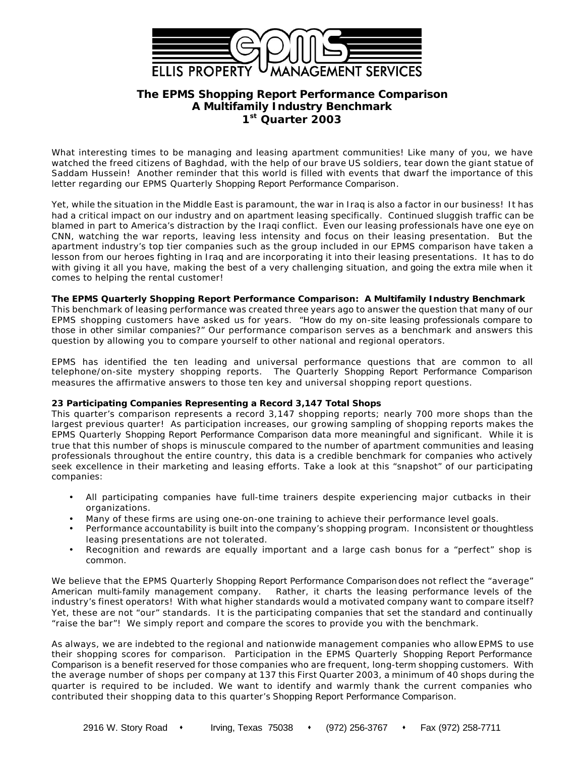ELLIS PROPERTY MANAGEMENT SERVICES

# The EPMS Shopping Report Performance Comparison
## A Multifamily Industry Benchmark
## 1st Quarter 2003

What interesting times to be managing and leasing apartment communities! Like many of you, we have watched the freed citizens of Baghdad, with the help of our brave US soldiers, tear down the giant statue of Saddam Hussein! Another reminder that this world is filled with events that dwarf the importance of this letter regarding our EPMS Quarterly Shopping Report Performance Comparison.

Yet, while the situation in the Middle East is paramount, the war in Iraq is also a factor in our business! It has had a critical impact on our industry and on apartment leasing specifically. Continued sluggish traffic can be blamed in part to America's distraction by the Iraqi conflict. Even our leasing professionals have one eye on CNN, watching the war reports, leaving less intensity and focus on their leasing presentation. But the apartment industry's top tier companies such as the group included in our EPMS comparison have taken a lesson from our heroes fighting in Iraq and are incorporating it into their leasing presentations. It has to do with giving it all you have, making the best of a very challenging situation, and going the extra mile when it comes to helping the rental customer!

**The EPMS Quarterly Shopping Report Performance Comparison: A Multifamily Industry Benchmark**
This benchmark of leasing performance was created three years ago to answer the question that many of our EPMS shopping customers have asked us for years. "How do my on-site leasing professionals compare to those in other similar companies?" Our performance comparison serves as a benchmark and answers this question by allowing you to compare yourself to other national and regional operators.

EPMS has identified the ten leading and universal performance questions that are common to all telephone/on-site mystery shopping reports. The Quarterly Shopping Report Performance Comparison measures the affirmative answers to those ten key and universal shopping report questions.

**23 Participating Companies Representing a Record 3,147 Total Shops**
This quarter's comparison represents a record 3,147 shopping reports; nearly 700 more shops than the largest previous quarter! As participation increases, our growing sampling of shopping reports makes the EPMS Quarterly Shopping Report Performance Comparison data more meaningful and significant. While it is true that this number of shops is minuscule compared to the number of apartment communities and leasing professionals throughout the entire country, this data is a credible benchmark for companies who actively seek excellence in their marketing and leasing efforts. Take a look at this "snapshot" of our participating companies:

- All participating companies have full-time trainers despite experiencing major cutbacks in their organizations.
- Many of these firms are using one-on-one training to achieve their performance level goals.
- Performance accountability is built into the company's shopping program. Inconsistent or thoughtless leasing presentations are not tolerated.
- Recognition and rewards are equally important and a large cash bonus for a "perfect" shop is common.

We believe that the EPMS Quarterly Shopping Report Performance Comparison does not reflect the "average" American multi-family management company. Rather, it charts the leasing performance levels of the industry's finest operators! With what higher standards would a motivated company want to compare itself? Yet, these are not "our" standards. It is the participating companies that set the standard and continually "raise the bar"! We simply report and compare the scores to provide you with the benchmark.

As always, we are indebted to the regional and nationwide management companies who allow EPMS to use their shopping scores for comparison. Participation in the EPMS Quarterly Shopping Report Performance Comparison is a benefit reserved for those companies who are frequent, long-term shopping customers. With the average number of shops per company at 137 this First Quarter 2003, a minimum of 40 shops during the quarter is required to be included. We want to identify and warmly thank the current companies who contributed their shopping data to this quarter's Shopping Report Performance Comparison.

2916 W. Story Road • Irving, Texas 75038 • (972) 256-3767 • Fax (972) 258-7711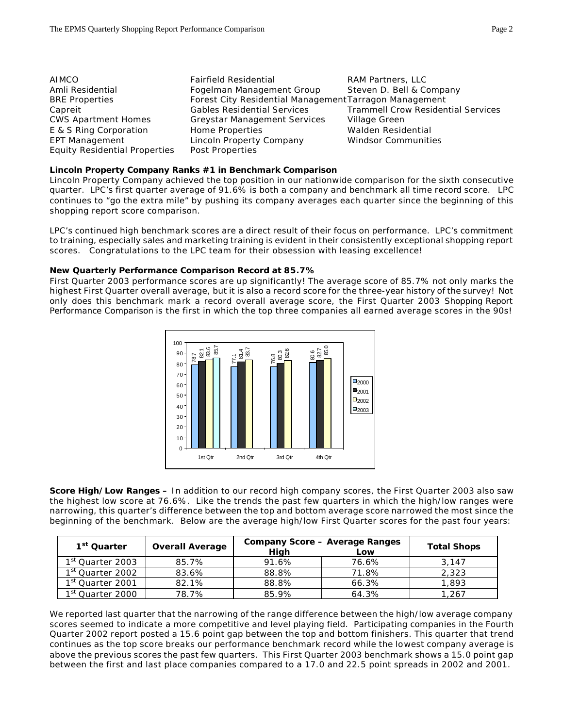AIMCO
Amli Residential
BRE Properties
Capreit
CWS Apartment Homes
E & S Ring Corporation
EPT Management
Equity Residential Properties
Fairfield Residential
Fogelman Management Group
Forest City Residential Management
Gables Residential Services
Greystar Management Services
Home Properties
Lincoln Property Company
Post Properties
RAM Partners, LLC
Steven D. Bell & Company
Tarragon Management
Trammell Crow Residential Services
Village Green
Walden Residential
Windsor Communities

**Lincoln Property Company Ranks #1 in Benchmark Comparison**

Lincoln Property Company achieved the top position in our nationwide comparison for the sixth consecutive quarter. LPC's first quarter average of 91.6% is both a company and benchmark all time record score. LPC continues to "go the extra mile" by pushing its company averages each quarter since the beginning of this shopping report score comparison.

LPC's continued high benchmark scores are a direct result of their focus on performance. LPC's commitment to training, especially sales and marketing training is evident in their consistently exceptional shopping report scores. Congratulations to the LPC team for their obsession with leasing excellence!

**New Quarterly Performance Comparison Record at 85.7%**

First Quarter 2003 performance scores are up significantly! The average score of 85.7% not only marks the highest First Quarter overall average, but it is also a record score for the three-year history of the survey! Not only does this benchmark mark a record overall average score, the First Quarter 2003 Shopping Report Performance Comparison is the first in which the top three companies all earned average scores in the 90s!

| | 2000 | 2001 | 2002 | 2003 |
|---|---|---|---|---|
| 1st Qtr | 78.7 | 82.1 | 83.6 | 85.7 |
| 2nd Qtr | 77.1 | 81.4 | 83.7 | |
| 3rd Qtr | 76.8 | 80.3 | 82.6 | |
| 4th Qtr | 80.6 | 82.7 | 85.0 | |

**Score High/Low Ranges –** In addition to our record high company scores, the First Quarter 2003 also saw the highest low score at 76.6%. Like the trends the past few quarters in which the high/low ranges were narrowing, this quarter's difference between the top and bottom average score narrowed the most since the beginning of the benchmark. Below are the average high/low First Quarter scores for the past four years:

| 1st Quarter | Overall Average | Company Score – Average Ranges | | Total Shops |
|---|---|---|---|---|
| | | High | Low | |
| 1st Quarter 2003 | 85.7% | 91.6% | 76.6% | 3,147 |
| 1st Quarter 2002 | 83.6% | 88.8% | 71.8% | 2,323 |
| 1st Quarter 2001 | 82.1% | 88.8% | 66.3% | 1,893 |
| 1st Quarter 2000 | 78.7% | 85.9% | 64.3% | 1,267 |

We reported last quarter that the narrowing of the range difference between the high/low average company scores seemed to indicate a more competitive and level playing field. Participating companies in the Fourth Quarter 2002 report posted a 15.6 point gap between the top and bottom finishers. This quarter that trend continues as the top score breaks our performance benchmark record while the lowest company average is above the previous scores the past few quarters. This First Quarter 2003 benchmark shows a 15.0 point gap between the first and last place companies compared to a 17.0 and 22.5 point spreads in 2002 and 2001.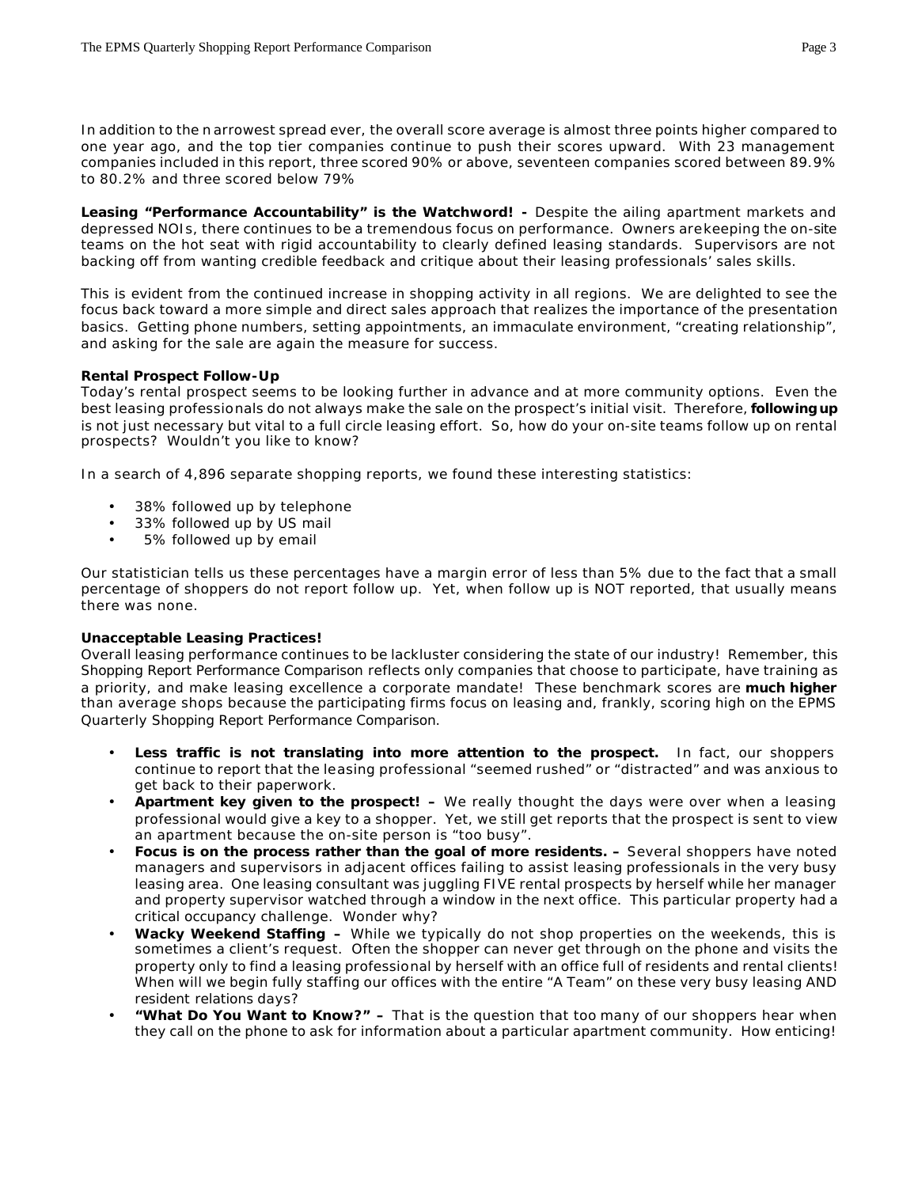In addition to the narrowest spread ever, the overall score average is almost three points higher compared to one year ago, and the top tier companies continue to push their scores upward. With 23 management companies included in this report, three scored 90% or above, seventeen companies scored between 89.9% to 80.2% and three scored below 79%

**Leasing "Performance Accountability" is the Watchword! -** Despite the ailing apartment markets and depressed NOIs, there continues to be a tremendous focus on performance. Owners are keeping the on-site teams on the hot seat with rigid accountability to clearly defined leasing standards. Supervisors are not backing off from wanting credible feedback and critique about their leasing professionals' sales skills.

This is evident from the continued increase in shopping activity in all regions. We are delighted to see the focus back toward a more simple and direct sales approach that realizes the importance of the presentation basics. Getting phone numbers, setting appointments, an immaculate environment, "creating relationship", and asking for the sale are again the measure for success.

**Rental Prospect Follow-Up**

Today's rental prospect seems to be looking further in advance and at more community options. Even the best leasing professionals do not always make the sale on the prospect's initial visit. Therefore, **following up** is not just necessary but vital to a full circle leasing effort. So, how do your on-site teams follow up on rental prospects? Wouldn't you like to know?

In a search of 4,896 separate shopping reports, we found these interesting statistics:

- 38% followed up by telephone
- 33% followed up by US mail
- 5% followed up by email

Our statistician tells us these percentages have a margin error of less than 5% due to the fact that a small percentage of shoppers do not report follow up. Yet, when follow up is NOT reported, that usually means there was none.

**Unacceptable Leasing Practices!**

Overall leasing performance continues to be lackluster considering the state of our industry! Remember, this Shopping Report Performance Comparison reflects only companies that choose to participate, have training as a priority, and make leasing excellence a corporate mandate! These benchmark scores are **much higher** than average shops because the participating firms focus on leasing and, frankly, scoring high on the EPMS Quarterly Shopping Report Performance Comparison.

- **Less traffic is not translating into more attention to the prospect.** In fact, our shoppers continue to report that the leasing professional "seemed rushed" or "distracted" and was anxious to get back to their paperwork.
- **Apartment key given to the prospect! –** We really thought the days were over when a leasing professional would give a key to a shopper. Yet, we still get reports that the prospect is sent to view an apartment because the on-site person is "too busy".
- **Focus is on the process rather than the goal of more residents. –** Several shoppers have noted managers and supervisors in adjacent offices failing to assist leasing professionals in the very busy leasing area. One leasing consultant was juggling FIVE rental prospects by herself while her manager and property supervisor watched through a window in the next office. This particular property had a critical occupancy challenge. Wonder why?
- **Wacky Weekend Staffing –** While we typically do not shop properties on the weekends, this is sometimes a client's request. Often the shopper can never get through on the phone and visits the property only to find a leasing professional by herself with an office full of residents and rental clients! When will we begin fully staffing our offices with the entire "A Team" on these very busy leasing AND resident relations days?
- **"What Do You Want to Know?" –** That is the question that too many of our shoppers hear when they call on the phone to ask for information about a particular apartment community. How enticing!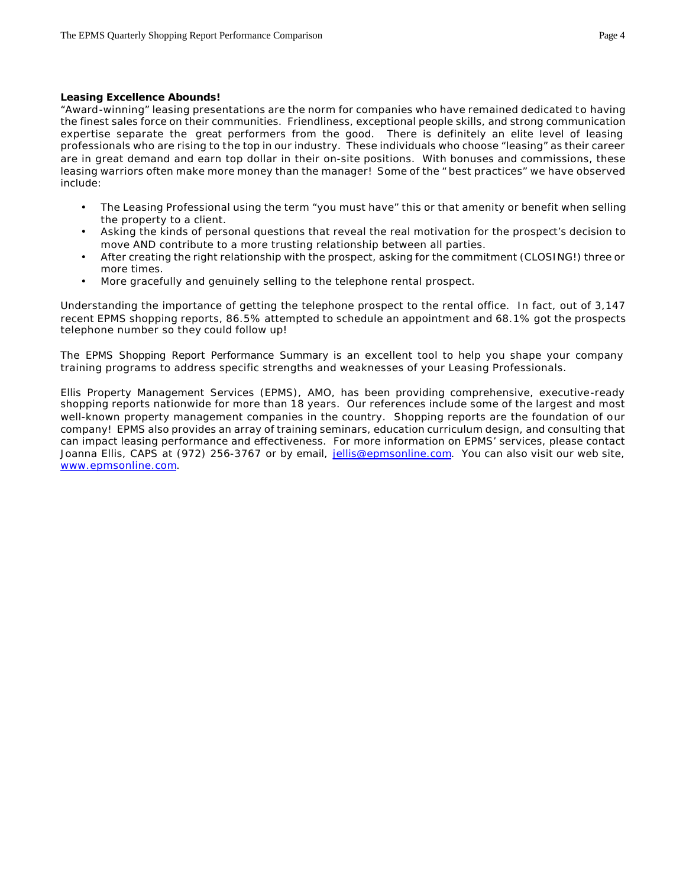**Leasing Excellence Abounds!**

"Award-winning" leasing presentations are the norm for companies who have remained dedicated to having the finest sales force on their communities. Friendliness, exceptional people skills, and strong communication expertise separate the great performers from the good. There is definitely an elite level of leasing professionals who are rising to the top in our industry. These individuals who choose "leasing" as their career are in great demand and earn top dollar in their on-site positions. With bonuses and commissions, these leasing warriors often make more money than the manager! Some of the "best practices" we have observed include:

- The Leasing Professional using the term "you must have" this or that amenity or benefit when selling the property to a client.
- Asking the kinds of personal questions that reveal the real motivation for the prospect's decision to move AND contribute to a more trusting relationship between all parties.
- After creating the right relationship with the prospect, asking for the commitment (CLOSING!) three or more times.
- More gracefully and genuinely selling to the telephone rental prospect.

Understanding the importance of getting the telephone prospect to the rental office. In fact, out of 3,147 recent EPMS shopping reports, 86.5% attempted to schedule an appointment and 68.1% got the prospects telephone number so they could follow up!

The EPMS Shopping Report Performance Summary is an excellent tool to help you shape your company training programs to address specific strengths and weaknesses of your Leasing Professionals.

Ellis Property Management Services (EPMS), AMO, has been providing comprehensive, executive-ready shopping reports nationwide for more than 18 years. Our references include some of the largest and most well-known property management companies in the country. Shopping reports are the foundation of our company! EPMS also provides an array of training seminars, education curriculum design, and consulting that can impact leasing performance and effectiveness. For more information on EPMS' services, please contact Joanna Ellis, CAPS at (972) 256-3767 or by email, jellis@epmsonline.com. You can also visit our web site, www.epmsonline.com.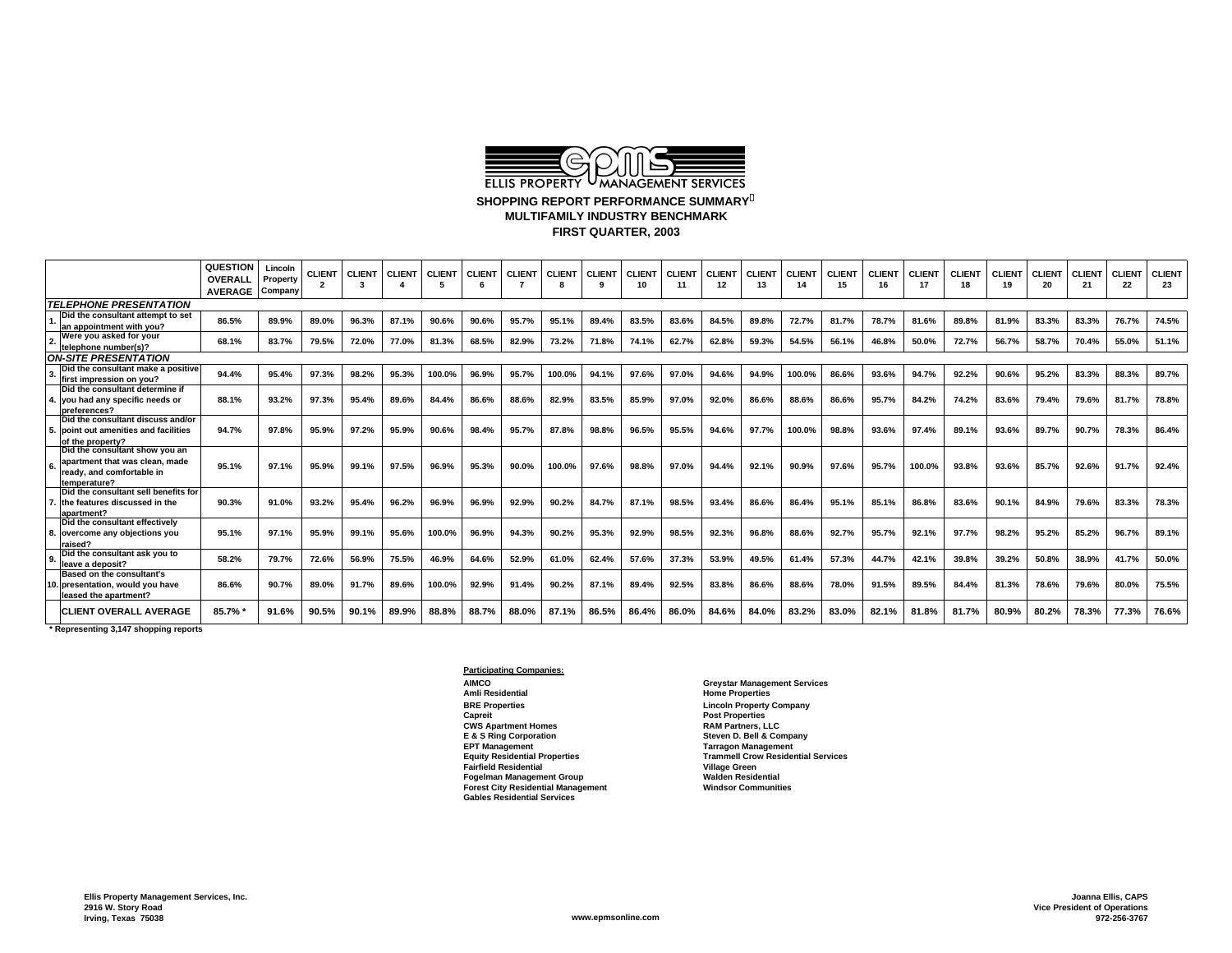ELLIS PROPERTY MANAGEMENT SERVICES

**SHOPPING REPORT PERFORMANCE SUMMARY**
**MULTIFAMILY INDUSTRY BENCHMARK**
**FIRST QUARTER, 2003**

| | QUESTION OVERALL AVERAGE | Lincoln Property Company | CLIENT 2 | CLIENT 3 | CLIENT 4 | CLIENT 5 | CLIENT 6 | CLIENT 7 | CLIENT 8 | CLIENT 9 | CLIENT 10 | CLIENT 11 | CLIENT 12 | CLIENT 13 | CLIENT 14 | CLIENT 15 | CLIENT 16 | CLIENT 17 | CLIENT 18 | CLIENT 19 | CLIENT 20 | CLIENT 21 | CLIENT 22 | CLIENT 23 |
|---|---|---|---|---|---|---|---|---|---|---|---|---|---|---|---|---|---|---|---|---|---|---|---|---|
| ***TELEPHONE PRESENTATION*** | | | | | | | | | | | | | | | | | | | | | | | | |
| 1. Did the consultant attempt to set an appointment with you? | 86.5% | 89.9% | 89.0% | 96.3% | 87.1% | 90.6% | 90.6% | 95.7% | 95.1% | 89.4% | 83.5% | 83.6% | 84.5% | 89.8% | 72.7% | 81.7% | 78.7% | 81.6% | 89.8% | 81.9% | 83.3% | 83.3% | 76.7% | 74.5% |
| 2. Were you asked for your telephone number(s)? | 68.1% | 83.7% | 79.5% | 72.0% | 77.0% | 81.3% | 68.5% | 82.9% | 73.2% | 71.8% | 74.1% | 62.7% | 62.8% | 59.3% | 54.5% | 56.1% | 46.8% | 50.0% | 72.7% | 56.7% | 58.7% | 70.4% | 55.0% | 51.1% |
| ***ON-SITE PRESENTATION*** | | | | | | | | | | | | | | | | | | | | | | | | |
| 3. Did the consultant make a positive first impression on you? | 94.4% | 95.4% | 97.3% | 98.2% | 95.3% | 100.0% | 96.9% | 95.7% | 100.0% | 94.1% | 97.6% | 97.0% | 94.6% | 94.9% | 100.0% | 86.6% | 93.6% | 94.7% | 92.2% | 90.6% | 95.2% | 83.3% | 88.3% | 89.7% |
| 4. Did the consultant determine if you had any specific needs or preferences? | 88.1% | 93.2% | 97.3% | 95.4% | 89.6% | 84.4% | 86.6% | 88.6% | 82.9% | 83.5% | 85.9% | 97.0% | 92.0% | 86.6% | 88.6% | 86.6% | 95.7% | 84.2% | 74.2% | 83.6% | 79.4% | 79.6% | 81.7% | 78.8% |
| 5. Did the consultant discuss and/or point out amenities and facilities of the property? | 94.7% | 97.8% | 95.9% | 97.2% | 95.9% | 90.6% | 98.4% | 95.7% | 87.8% | 98.8% | 96.5% | 95.5% | 94.6% | 97.7% | 100.0% | 98.8% | 93.6% | 97.4% | 89.1% | 93.6% | 89.7% | 90.7% | 78.3% | 86.4% |
| 6. Did the consultant show you an apartment that was clean, made ready, and comfortable in temperature? | 95.1% | 97.1% | 95.9% | 99.1% | 97.5% | 96.9% | 95.3% | 90.0% | 100.0% | 97.6% | 98.8% | 97.0% | 94.4% | 92.1% | 90.9% | 97.6% | 95.7% | 100.0% | 93.8% | 93.6% | 85.7% | 92.6% | 91.7% | 92.4% |
| 7. Did the consultant sell benefits for the features discussed in the apartment? | 90.3% | 91.0% | 93.2% | 95.4% | 96.2% | 96.9% | 96.9% | 92.9% | 90.2% | 84.7% | 87.1% | 98.5% | 93.4% | 86.6% | 86.4% | 95.1% | 85.1% | 86.8% | 83.6% | 90.1% | 84.9% | 79.6% | 83.3% | 78.3% |
| 8. Did the consultant effectively overcome any objections you raised? | 95.1% | 97.1% | 95.9% | 99.1% | 95.6% | 100.0% | 96.9% | 94.3% | 90.2% | 95.3% | 92.9% | 98.5% | 92.3% | 96.8% | 88.6% | 92.7% | 95.7% | 92.1% | 97.7% | 98.2% | 95.2% | 85.2% | 96.7% | 89.1% |
| 9. Did the consultant ask you to leave a deposit? | 58.2% | 79.7% | 72.6% | 56.9% | 75.5% | 46.9% | 64.6% | 52.9% | 61.0% | 62.4% | 57.6% | 37.3% | 53.9% | 49.5% | 61.4% | 57.3% | 44.7% | 42.1% | 39.8% | 39.2% | 50.8% | 38.9% | 41.7% | 50.0% |
| 10. Based on the consultant's presentation, would you have leased the apartment? | 86.6% | 90.7% | 89.0% | 91.7% | 89.6% | 100.0% | 92.9% | 91.4% | 90.2% | 87.1% | 89.4% | 92.5% | 83.8% | 86.6% | 88.6% | 78.0% | 91.5% | 89.5% | 84.4% | 81.3% | 78.6% | 79.6% | 80.0% | 75.5% |
| **CLIENT OVERALL AVERAGE** | 85.7% * | 91.6% | 90.5% | 90.1% | 89.9% | 88.8% | 88.7% | 88.0% | 87.1% | 86.5% | 86.4% | 86.0% | 84.6% | 84.0% | 83.2% | 83.0% | 82.1% | 81.8% | 81.7% | 80.9% | 80.2% | 78.3% | 77.3% | 76.6% |

**\* Representing 3,147 shopping reports**

**Participating Companies:**

- AIMCO
- Amli Residential
- BRE Properties
- Capreit
- CWS Apartment Homes
- E & S Ring Corporation
- EPT Management
- Equity Residential Properties
- Fairfield Residential
- Fogelman Management Group
- Forest City Residential Management
- Gables Residential Services
- Greystar Management Services
- Home Properties
- Lincoln Property Company
- Post Properties
- RAM Partners, LLC
- Steven D. Bell & Company
- Tarragon Management
- Trammell Crow Residential Services
- Village Green
- Walden Residential
- Windsor Communities

Ellis Property Management Services, Inc.
2916 W. Story Road
Irving, Texas 75038

www.epmsonline.com

Joanna Ellis, CAPS
Vice President of Operations
972-256-3767